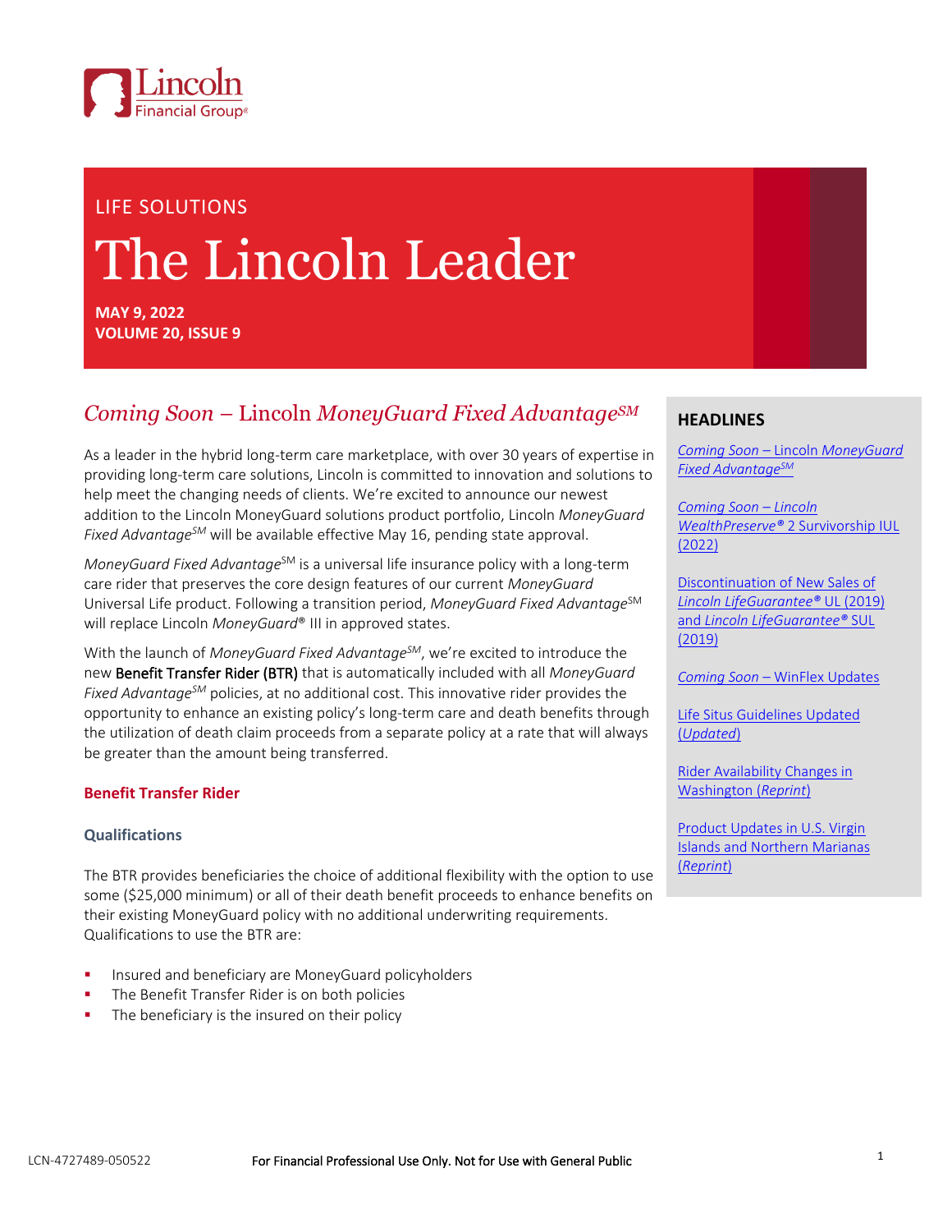Lincoln Financial Group

LIFE SOLUTIONS

# The Lincoln Leader

**MAY 9, 2022**
**VOLUME 20, ISSUE 9**

## HEADLINES

*Coming Soon* – Lincoln *MoneyGuard Fixed Advantage*SM

*Coming Soon* – *Lincoln WealthPreserve®* 2 Survivorship IUL (2022)

Discontinuation of New Sales of *Lincoln LifeGuarantee®* UL (2019) and *Lincoln LifeGuarantee®* SUL (2019)

*Coming Soon* – WinFlex Updates

Life Situs Guidelines Updated (*Updated*)

Rider Availability Changes in Washington (*Reprint*)

Product Updates in U.S. Virgin Islands and Northern Marianas (*Reprint*)

## *Coming Soon* – Lincoln *MoneyGuard Fixed Advantage*SM

As a leader in the hybrid long-term care marketplace, with over 30 years of expertise in providing long-term care solutions, Lincoln is committed to innovation and solutions to help meet the changing needs of clients. We're excited to announce our newest addition to the Lincoln MoneyGuard solutions product portfolio, Lincoln *MoneyGuard Fixed Advantage*SM will be available effective May 16, pending state approval.

*MoneyGuard Fixed Advantage*SM is a universal life insurance policy with a long-term care rider that preserves the core design features of our current *MoneyGuard* Universal Life product. Following a transition period, *MoneyGuard Fixed Advantage*SM will replace Lincoln *MoneyGuard*® III in approved states.

With the launch of *MoneyGuard Fixed Advantage*SM, we're excited to introduce the new **Benefit Transfer Rider (BTR)** that is automatically included with all *MoneyGuard Fixed Advantage*SM policies, at no additional cost. This innovative rider provides the opportunity to enhance an existing policy's long-term care and death benefits through the utilization of death claim proceeds from a separate policy at a rate that will always be greater than the amount being transferred.

### Benefit Transfer Rider

#### Qualifications

The BTR provides beneficiaries the choice of additional flexibility with the option to use some ($25,000 minimum) or all of their death benefit proceeds to enhance benefits on their existing MoneyGuard policy with no additional underwriting requirements. Qualifications to use the BTR are:

- Insured and beneficiary are MoneyGuard policyholders
- The Benefit Transfer Rider is on both policies
- The beneficiary is the insured on their policy

LCN-4727489-050522 For Financial Professional Use Only. Not for Use with General Public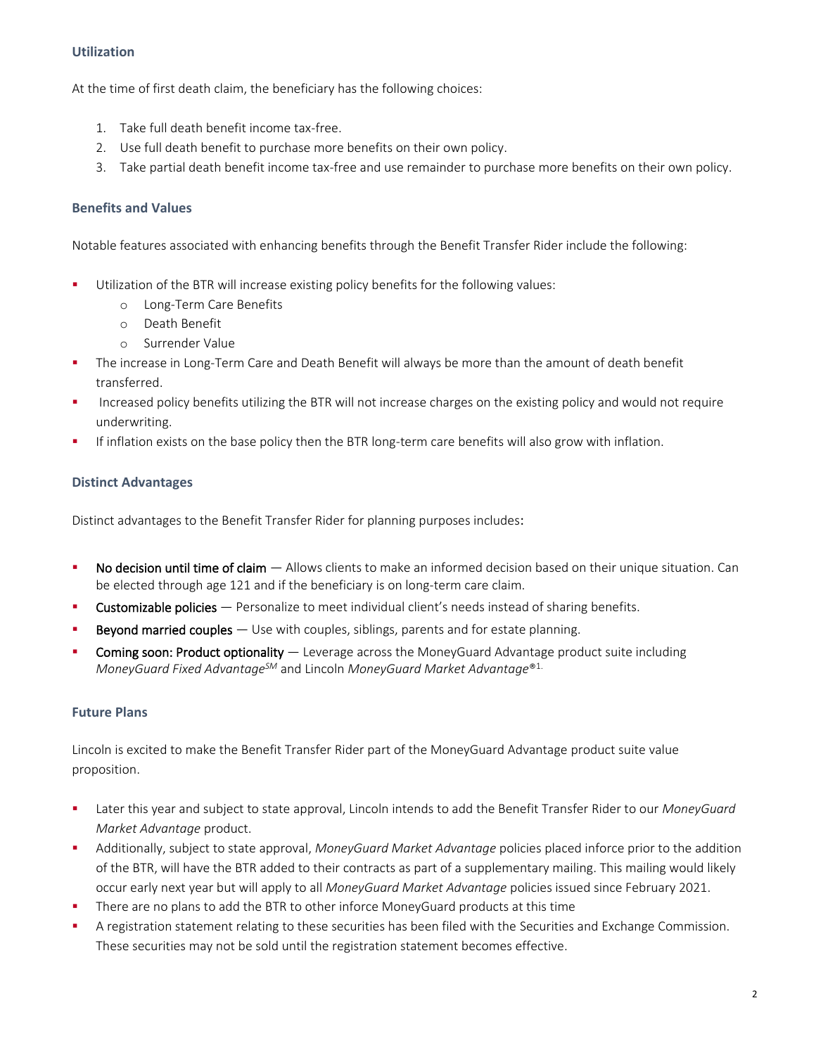### Utilization

At the time of first death claim, the beneficiary has the following choices:

1. Take full death benefit income tax-free.
2. Use full death benefit to purchase more benefits on their own policy.
3. Take partial death benefit income tax-free and use remainder to purchase more benefits on their own policy.

### Benefits and Values

Notable features associated with enhancing benefits through the Benefit Transfer Rider include the following:

- Utilization of the BTR will increase existing policy benefits for the following values:
  - Long-Term Care Benefits
  - Death Benefit
  - Surrender Value
- The increase in Long-Term Care and Death Benefit will always be more than the amount of death benefit transferred.
- Increased policy benefits utilizing the BTR will not increase charges on the existing policy and would not require underwriting.
- If inflation exists on the base policy then the BTR long-term care benefits will also grow with inflation.

### Distinct Advantages

Distinct advantages to the Benefit Transfer Rider for planning purposes includes:

- No decision until time of claim — Allows clients to make an informed decision based on their unique situation. Can be elected through age 121 and if the beneficiary is on long-term care claim.
- Customizable policies — Personalize to meet individual client's needs instead of sharing benefits.
- Beyond married couples — Use with couples, siblings, parents and for estate planning.
- Coming soon: Product optionality — Leverage across the MoneyGuard Advantage product suite including *MoneyGuard Fixed Advantage*℠ and Lincoln *MoneyGuard Market Advantage*®[1].

### Future Plans

Lincoln is excited to make the Benefit Transfer Rider part of the MoneyGuard Advantage product suite value proposition.

- Later this year and subject to state approval, Lincoln intends to add the Benefit Transfer Rider to our *MoneyGuard Market Advantage* product.
- Additionally, subject to state approval, *MoneyGuard Market Advantage* policies placed inforce prior to the addition of the BTR, will have the BTR added to their contracts as part of a supplementary mailing. This mailing would likely occur early next year but will apply to all *MoneyGuard Market Advantage* policies issued since February 2021.
- There are no plans to add the BTR to other inforce MoneyGuard products at this time
- A registration statement relating to these securities has been filed with the Securities and Exchange Commission. These securities may not be sold until the registration statement becomes effective.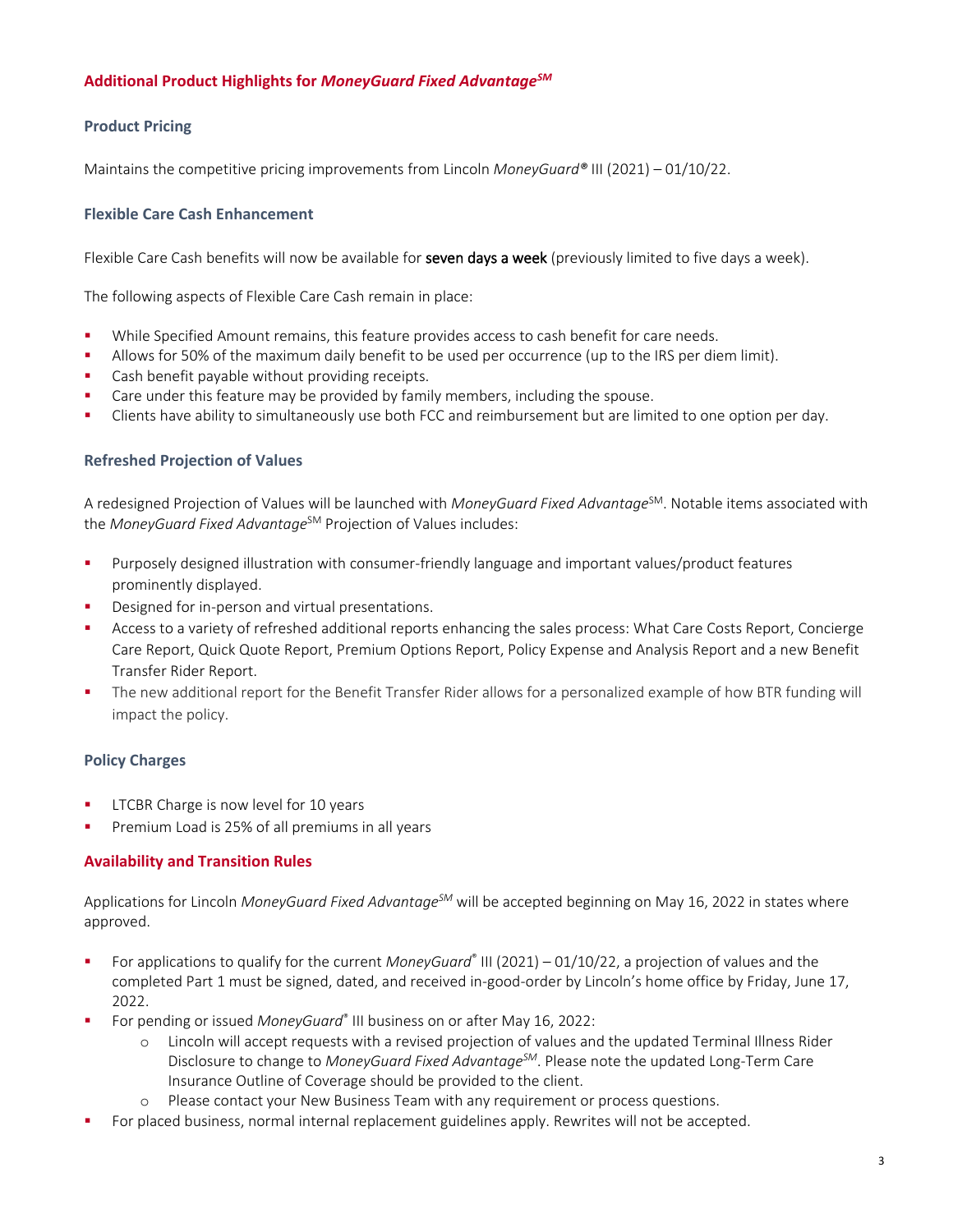## Additional Product Highlights for *MoneyGuard Fixed Advantage*℠

### Product Pricing

Maintains the competitive pricing improvements from Lincoln *MoneyGuard®* III (2021) – 01/10/22.

### Flexible Care Cash Enhancement

Flexible Care Cash benefits will now be available for **seven days a week** (previously limited to five days a week).

The following aspects of Flexible Care Cash remain in place:

- While Specified Amount remains, this feature provides access to cash benefit for care needs.
- Allows for 50% of the maximum daily benefit to be used per occurrence (up to the IRS per diem limit).
- Cash benefit payable without providing receipts.
- Care under this feature may be provided by family members, including the spouse.
- Clients have ability to simultaneously use both FCC and reimbursement but are limited to one option per day.

### Refreshed Projection of Values

A redesigned Projection of Values will be launched with *MoneyGuard Fixed Advantage*℠. Notable items associated with the *MoneyGuard Fixed Advantage*℠ Projection of Values includes:

- Purposely designed illustration with consumer-friendly language and important values/product features prominently displayed.
- Designed for in-person and virtual presentations.
- Access to a variety of refreshed additional reports enhancing the sales process: What Care Costs Report, Concierge Care Report, Quick Quote Report, Premium Options Report, Policy Expense and Analysis Report and a new Benefit Transfer Rider Report.
- The new additional report for the Benefit Transfer Rider allows for a personalized example of how BTR funding will impact the policy.

### Policy Charges

- LTCBR Charge is now level for 10 years
- Premium Load is 25% of all premiums in all years

## Availability and Transition Rules

Applications for Lincoln *MoneyGuard Fixed Advantage*℠ will be accepted beginning on May 16, 2022 in states where approved.

- For applications to qualify for the current *MoneyGuard®* III (2021) – 01/10/22, a projection of values and the completed Part 1 must be signed, dated, and received in-good-order by Lincoln's home office by Friday, June 17, 2022.
- For pending or issued *MoneyGuard®* III business on or after May 16, 2022:
  - Lincoln will accept requests with a revised projection of values and the updated Terminal Illness Rider Disclosure to change to *MoneyGuard Fixed Advantage*℠. Please note the updated Long-Term Care Insurance Outline of Coverage should be provided to the client.
  - Please contact your New Business Team with any requirement or process questions.
- For placed business, normal internal replacement guidelines apply. Rewrites will not be accepted.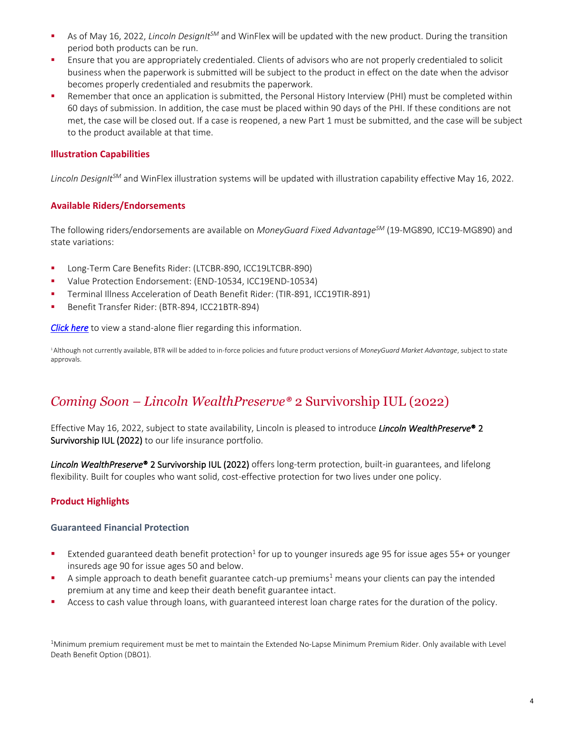- As of May 16, 2022, *Lincoln DesignIt*SM and WinFlex will be updated with the new product. During the transition period both products can be run.
- Ensure that you are appropriately credentialed. Clients of advisors who are not properly credentialed to solicit business when the paperwork is submitted will be subject to the product in effect on the date when the advisor becomes properly credentialed and resubmits the paperwork.
- Remember that once an application is submitted, the Personal History Interview (PHI) must be completed within 60 days of submission. In addition, the case must be placed within 90 days of the PHI. If these conditions are not met, the case will be closed out. If a case is reopened, a new Part 1 must be submitted, and the case will be subject to the product available at that time.

### Illustration Capabilities

*Lincoln DesignIt*SM and WinFlex illustration systems will be updated with illustration capability effective May 16, 2022.

### Available Riders/Endorsements

The following riders/endorsements are available on *MoneyGuard Fixed Advantage*SM (19-MG890, ICC19-MG890) and state variations:

- Long-Term Care Benefits Rider: (LTCBR-890, ICC19LTCBR-890)
- Value Protection Endorsement: (END-10534, ICC19END-10534)
- Terminal Illness Acceleration of Death Benefit Rider: (TIR-891, ICC19TIR-891)
- Benefit Transfer Rider: (BTR-894, ICC21BTR-894)

***Click here*** to view a stand-alone flier regarding this information.

[1] Although not currently available, BTR will be added to in-force policies and future product versions of *MoneyGuard Market Advantage*, subject to state approvals.

## *Coming Soon – Lincoln WealthPreserve®* 2 Survivorship IUL (2022)

Effective May 16, 2022, subject to state availability, Lincoln is pleased to introduce ***Lincoln WealthPreserve®*** **2 Survivorship IUL (2022)** to our life insurance portfolio.

***Lincoln WealthPreserve®*** **2 Survivorship IUL (2022)** offers long-term protection, built-in guarantees, and lifelong flexibility. Built for couples who want solid, cost-effective protection for two lives under one policy.

### Product Highlights

#### Guaranteed Financial Protection

- Extended guaranteed death benefit protection[1] for up to younger insureds age 95 for issue ages 55+ or younger insureds age 90 for issue ages 50 and below.
- A simple approach to death benefit guarantee catch-up premiums[1] means your clients can pay the intended premium at any time and keep their death benefit guarantee intact.
- Access to cash value through loans, with guaranteed interest loan charge rates for the duration of the policy.

[1] Minimum premium requirement must be met to maintain the Extended No-Lapse Minimum Premium Rider. Only available with Level Death Benefit Option (DBO1).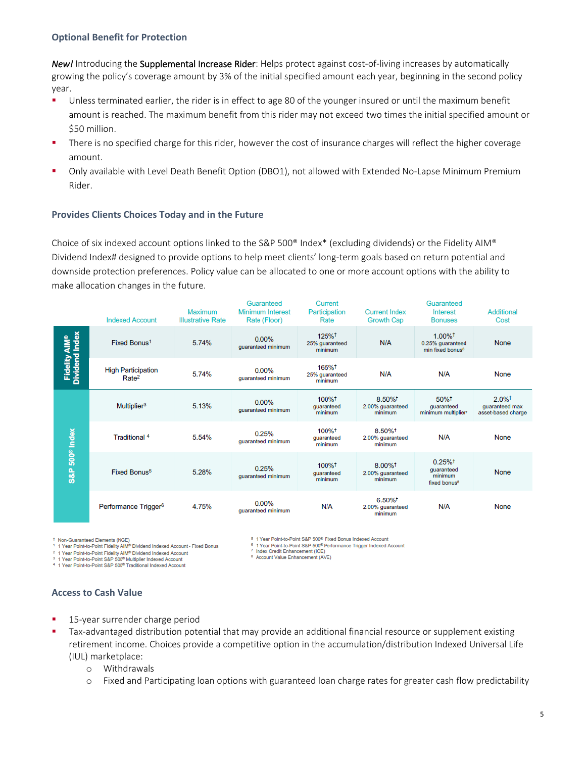### Optional Benefit for Protection

*New!* Introducing the Supplemental Increase Rider: Helps protect against cost-of-living increases by automatically growing the policy's coverage amount by 3% of the initial specified amount each year, beginning in the second policy year.

- Unless terminated earlier, the rider is in effect to age 80 of the younger insured or until the maximum benefit amount is reached. The maximum benefit from this rider may not exceed two times the initial specified amount or $50 million.
- There is no specified charge for this rider, however the cost of insurance charges will reflect the higher coverage amount.
- Only available with Level Death Benefit Option (DBO1), not allowed with Extended No-Lapse Minimum Premium Rider.

### Provides Clients Choices Today and in the Future

Choice of six indexed account options linked to the S&P 500® Index* (excluding dividends) or the Fidelity AIM® Dividend Index# designed to provide options to help meet clients' long-term goals based on return potential and downside protection preferences. Policy value can be allocated to one or more account options with the ability to make allocation changes in the future.

| | Indexed Account | Maximum Illustrative Rate | Guaranteed Minimum Interest Rate (Floor) | Current Participation Rate | Current Index Growth Cap | Guaranteed Interest Bonuses | Additional Cost |
|---|---|---|---|---|---|---|---|
| Fidelity AIM® Dividend Index | Fixed Bonus[1] | 5.74% | 0.00% guaranteed minimum | 125%† 25% guaranteed minimum | N/A | 1.00%† 0.25% guaranteed min fixed bonus[8] | None |
| | High Participation Rate[2] | 5.74% | 0.00% guaranteed minimum | 165%† 25% guaranteed minimum | N/A | N/A | None |
| S&P 500® Index | Multiplier[3] | 5.13% | 0.00% guaranteed minimum | 100%† guaranteed minimum | 8.50%† 2.00% guaranteed minimum | 50%† guaranteed minimum multiplier[7] | 2.0%† guaranteed max asset-based charge |
| | Traditional[4] | 5.54% | 0.25% guaranteed minimum | 100%† guaranteed minimum | 8.50%† 2.00% guaranteed minimum | N/A | None |
| | Fixed Bonus[5] | 5.28% | 0.25% guaranteed minimum | 100%† guaranteed minimum | 8.00%† 2.00% guaranteed minimum | 0.25%† guaranteed minimum fixed bonus[8] | None |
| | Performance Trigger[6] | 4.75% | 0.00% guaranteed minimum | N/A | 6.50%† 2.00% guaranteed minimum | N/A | None |

† Non-Guaranteed Elements (NGE)
1 1 Year Point-to-Point Fidelity AIM® Dividend Indexed Account - Fixed Bonus
2 1 Year Point-to-Point Fidelity AIM® Dividend Indexed Account
3 1 Year Point-to-Point S&P 500® Multiplier Indexed Account
4 1 Year Point-to-Point S&P 500® Traditional Indexed Account
5 1 Year Point-to-Point S&P 500® Fixed Bonus Indexed Account
6 1 Year Point-to-Point S&P 500® Performance Trigger Indexed Account
7 Index Credit Enhancement (ICE)
8 Account Value Enhancement (AVE)

### Access to Cash Value

- 15-year surrender charge period
- Tax-advantaged distribution potential that may provide an additional financial resource or supplement existing retirement income. Choices provide a competitive option in the accumulation/distribution Indexed Universal Life (IUL) marketplace:
  - Withdrawals
  - Fixed and Participating loan options with guaranteed loan charge rates for greater cash flow predictability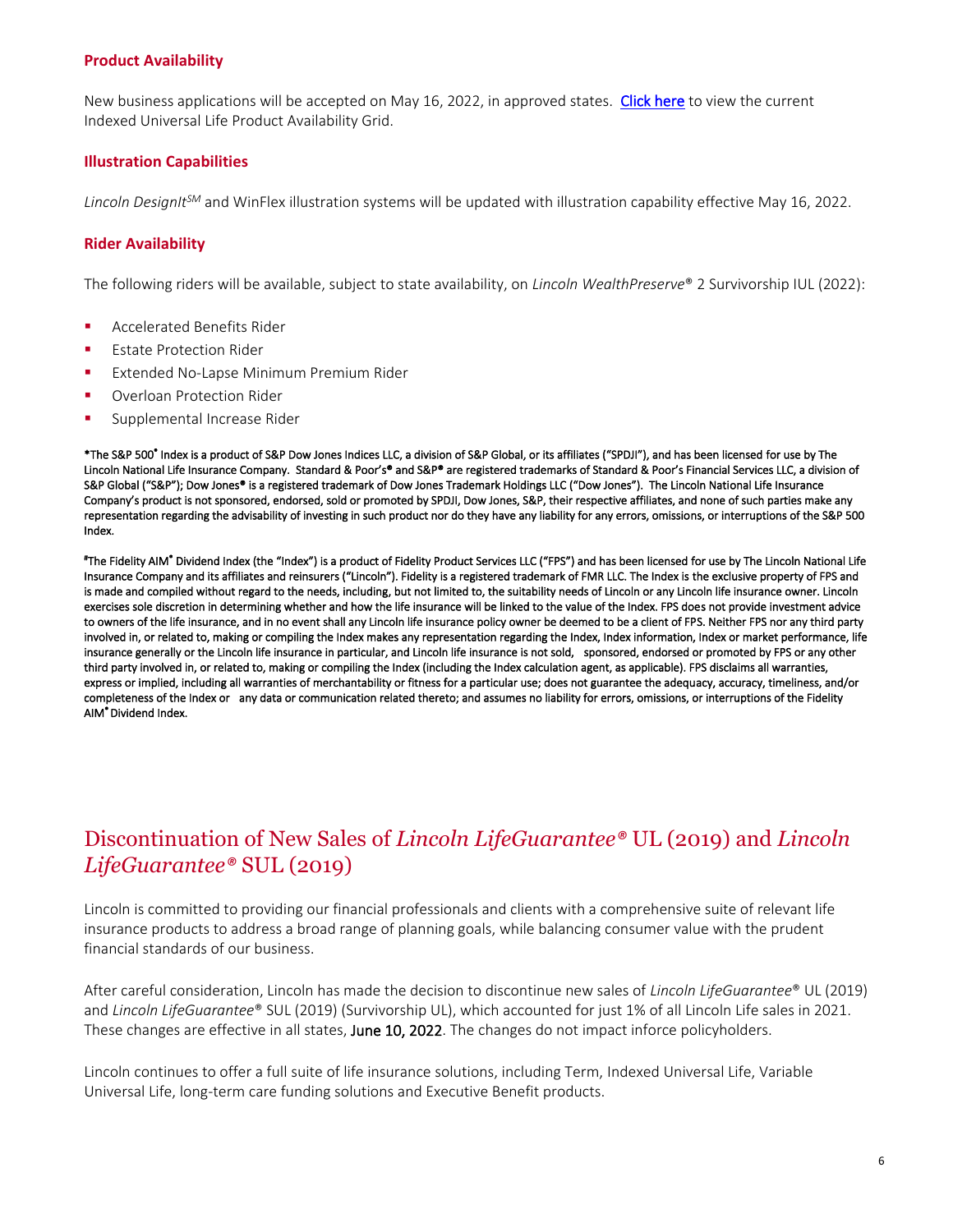### Product Availability

New business applications will be accepted on May 16, 2022, in approved states. [Click here](#) to view the current Indexed Universal Life Product Availability Grid.

### Illustration Capabilities

*Lincoln DesignIt*SM and WinFlex illustration systems will be updated with illustration capability effective May 16, 2022.

### Rider Availability

The following riders will be available, subject to state availability, on *Lincoln WealthPreserve*® 2 Survivorship IUL (2022):

- Accelerated Benefits Rider
- Estate Protection Rider
- Extended No-Lapse Minimum Premium Rider
- Overloan Protection Rider
- Supplemental Increase Rider

*The S&P 500® Index is a product of S&P Dow Jones Indices LLC, a division of S&P Global, or its affiliates ("SPDJI"), and has been licensed for use by The Lincoln National Life Insurance Company. Standard & Poor's® and S&P® are registered trademarks of Standard & Poor's Financial Services LLC, a division of S&P Global ("S&P"); Dow Jones® is a registered trademark of Dow Jones Trademark Holdings LLC ("Dow Jones"). The Lincoln National Life Insurance Company's product is not sponsored, endorsed, sold or promoted by SPDJI, Dow Jones, S&P, their respective affiliates, and none of such parties make any representation regarding the advisability of investing in such product nor do they have any liability for any errors, omissions, or interruptions of the S&P 500 Index.

#The Fidelity AIM® Dividend Index (the "Index") is a product of Fidelity Product Services LLC ("FPS") and has been licensed for use by The Lincoln National Life Insurance Company and its affiliates and reinsurers ("Lincoln"). Fidelity is a registered trademark of FMR LLC. The Index is the exclusive property of FPS and is made and compiled without regard to the needs, including, but not limited to, the suitability needs of Lincoln or any Lincoln life insurance owner. Lincoln exercises sole discretion in determining whether and how the life insurance will be linked to the value of the Index. FPS does not provide investment advice to owners of the life insurance, and in no event shall any Lincoln life insurance policy owner be deemed to be a client of FPS. Neither FPS nor any third party involved in, or related to, making or compiling the Index makes any representation regarding the Index, Index information, Index or market performance, life insurance generally or the Lincoln life insurance in particular, and Lincoln life insurance is not sold, sponsored, endorsed or promoted by FPS or any other third party involved in, or related to, making or compiling the Index (including the Index calculation agent, as applicable). FPS disclaims all warranties, express or implied, including all warranties of merchantability or fitness for a particular use; does not guarantee the adequacy, accuracy, timeliness, and/or completeness of the Index or any data or communication related thereto; and assumes no liability for errors, omissions, or interruptions of the Fidelity AIM® Dividend Index.

## Discontinuation of New Sales of *Lincoln LifeGuarantee®* UL (2019) and *Lincoln LifeGuarantee®* SUL (2019)

Lincoln is committed to providing our financial professionals and clients with a comprehensive suite of relevant life insurance products to address a broad range of planning goals, while balancing consumer value with the prudent financial standards of our business.

After careful consideration, Lincoln has made the decision to discontinue new sales of *Lincoln LifeGuarantee*® UL (2019) and *Lincoln LifeGuarantee*® SUL (2019) (Survivorship UL), which accounted for just 1% of all Lincoln Life sales in 2021. These changes are effective in all states, June 10, 2022. The changes do not impact inforce policyholders.

Lincoln continues to offer a full suite of life insurance solutions, including Term, Indexed Universal Life, Variable Universal Life, long-term care funding solutions and Executive Benefit products.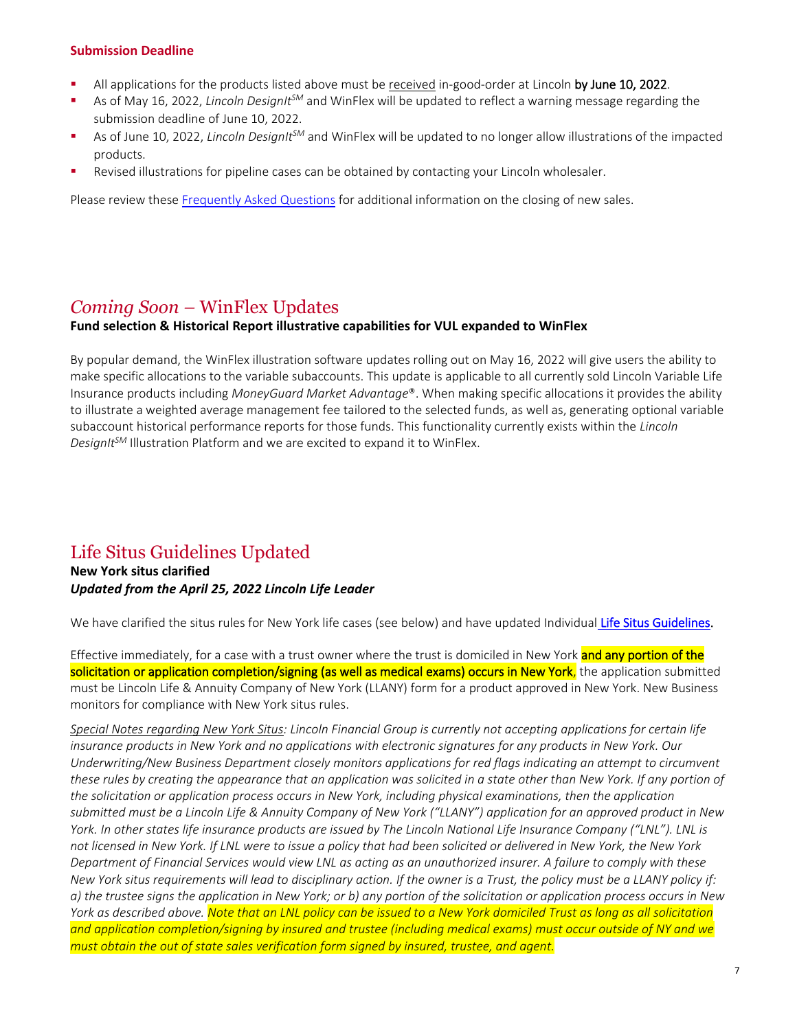**Submission Deadline**

- All applications for the products listed above must be received in-good-order at Lincoln **by June 10, 2022**.
- As of May 16, 2022, *Lincoln DesignIt*SM and WinFlex will be updated to reflect a warning message regarding the submission deadline of June 10, 2022.
- As of June 10, 2022, *Lincoln DesignIt*SM and WinFlex will be updated to no longer allow illustrations of the impacted products.
- Revised illustrations for pipeline cases can be obtained by contacting your Lincoln wholesaler.

Please review these Frequently Asked Questions for additional information on the closing of new sales.

## *Coming Soon* – WinFlex Updates

**Fund selection & Historical Report illustrative capabilities for VUL expanded to WinFlex**

By popular demand, the WinFlex illustration software updates rolling out on May 16, 2022 will give users the ability to make specific allocations to the variable subaccounts. This update is applicable to all currently sold Lincoln Variable Life Insurance products including *MoneyGuard Market Advantage*®. When making specific allocations it provides the ability to illustrate a weighted average management fee tailored to the selected funds, as well as, generating optional variable subaccount historical performance reports for those funds. This functionality currently exists within the *Lincoln DesignIt*SM Illustration Platform and we are excited to expand it to WinFlex.

## Life Situs Guidelines Updated

**New York situs clarified**
***Updated from the April 25, 2022 Lincoln Life Leader***

We have clarified the situs rules for New York life cases (see below) and have updated Individual **Life Situs Guidelines.**

Effective immediately, for a case with a trust owner where the trust is domiciled in New York and any portion of the solicitation or application completion/signing (as well as medical exams) occurs in New York, the application submitted must be Lincoln Life & Annuity Company of New York (LLANY) form for a product approved in New York. New Business monitors for compliance with New York situs rules.

*Special Notes regarding New York Situs: Lincoln Financial Group is currently not accepting applications for certain life insurance products in New York and no applications with electronic signatures for any products in New York. Our Underwriting/New Business Department closely monitors applications for red flags indicating an attempt to circumvent these rules by creating the appearance that an application was solicited in a state other than New York. If any portion of the solicitation or application process occurs in New York, including physical examinations, then the application submitted must be a Lincoln Life & Annuity Company of New York ("LLANY") application for an approved product in New York. In other states life insurance products are issued by The Lincoln National Life Insurance Company ("LNL"). LNL is not licensed in New York. If LNL were to issue a policy that had been solicited or delivered in New York, the New York Department of Financial Services would view LNL as acting as an unauthorized insurer. A failure to comply with these New York situs requirements will lead to disciplinary action. If the owner is a Trust, the policy must be a LLANY policy if: a) the trustee signs the application in New York; or b) any portion of the solicitation or application process occurs in New York as described above. Note that an LNL policy can be issued to a New York domiciled Trust as long as all solicitation and application completion/signing by insured and trustee (including medical exams) must occur outside of NY and we must obtain the out of state sales verification form signed by insured, trustee, and agent.*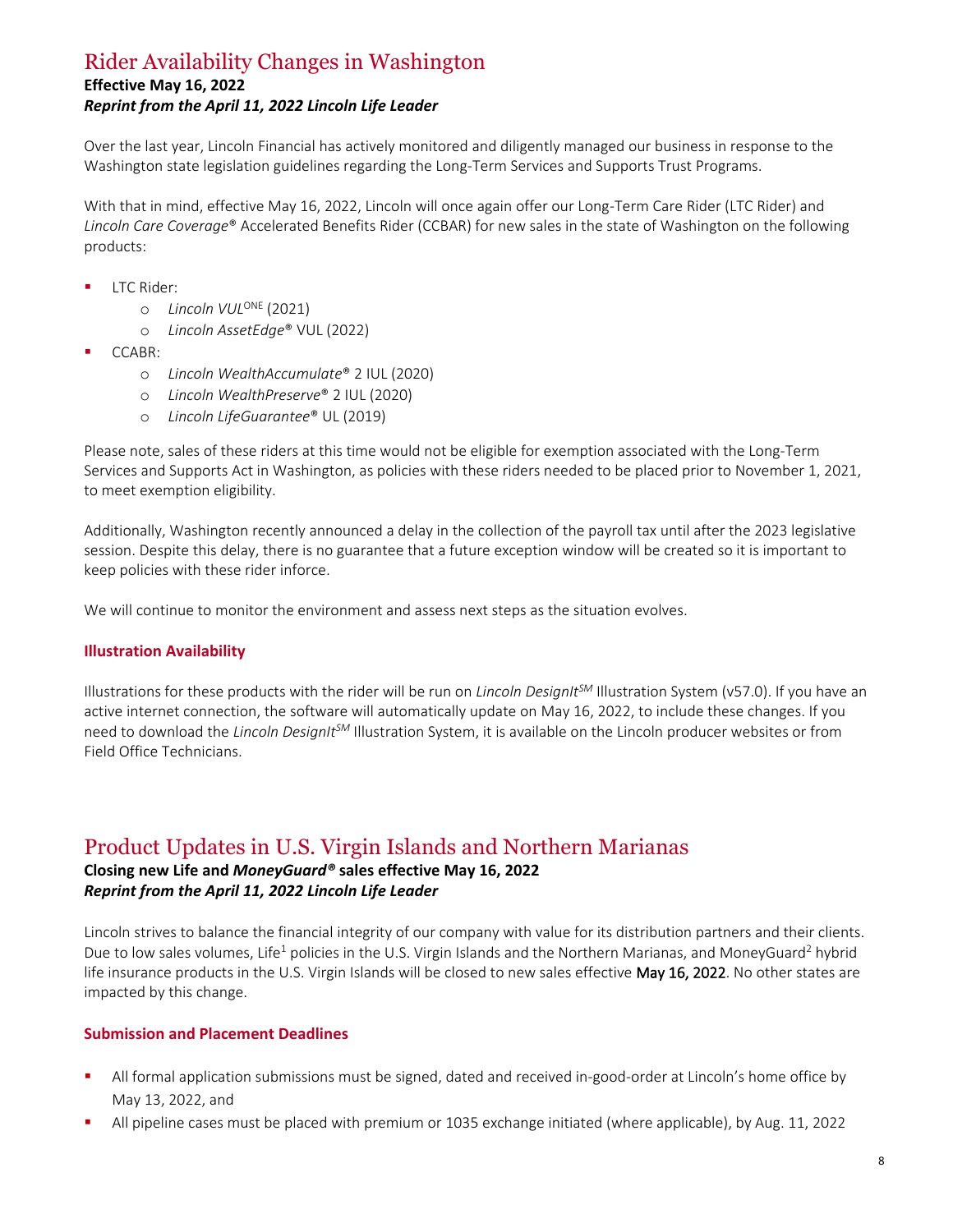## Rider Availability Changes in Washington

**Effective May 16, 2022**
***Reprint from the April 11, 2022 Lincoln Life Leader***

Over the last year, Lincoln Financial has actively monitored and diligently managed our business in response to the Washington state legislation guidelines regarding the Long-Term Services and Supports Trust Programs.

With that in mind, effective May 16, 2022, Lincoln will once again offer our Long-Term Care Rider (LTC Rider) and *Lincoln Care Coverage*® Accelerated Benefits Rider (CCBAR) for new sales in the state of Washington on the following products:

- LTC Rider:
  - *Lincoln VUL*ONE (2021)
  - *Lincoln AssetEdge*® VUL (2022)
- CCABR:
  - *Lincoln WealthAccumulate*® 2 IUL (2020)
  - *Lincoln WealthPreserve*® 2 IUL (2020)
  - *Lincoln LifeGuarantee*® UL (2019)

Please note, sales of these riders at this time would not be eligible for exemption associated with the Long-Term Services and Supports Act in Washington, as policies with these riders needed to be placed prior to November 1, 2021, to meet exemption eligibility.

Additionally, Washington recently announced a delay in the collection of the payroll tax until after the 2023 legislative session. Despite this delay, there is no guarantee that a future exception window will be created so it is important to keep policies with these rider inforce.

We will continue to monitor the environment and assess next steps as the situation evolves.

### Illustration Availability

Illustrations for these products with the rider will be run on *Lincoln DesignIt*SM Illustration System (v57.0). If you have an active internet connection, the software will automatically update on May 16, 2022, to include these changes. If you need to download the *Lincoln DesignIt*SM Illustration System, it is available on the Lincoln producer websites or from Field Office Technicians.

## Product Updates in U.S. Virgin Islands and Northern Marianas

**Closing new Life and *MoneyGuard®* sales effective May 16, 2022**
***Reprint from the April 11, 2022 Lincoln Life Leader***

Lincoln strives to balance the financial integrity of our company with value for its distribution partners and their clients. Due to low sales volumes, Life[1] policies in the U.S. Virgin Islands and the Northern Marianas, and MoneyGuard[2] hybrid life insurance products in the U.S. Virgin Islands will be closed to new sales effective **May 16, 2022**. No other states are impacted by this change.

### Submission and Placement Deadlines

- All formal application submissions must be signed, dated and received in-good-order at Lincoln's home office by May 13, 2022, and
- All pipeline cases must be placed with premium or 1035 exchange initiated (where applicable), by Aug. 11, 2022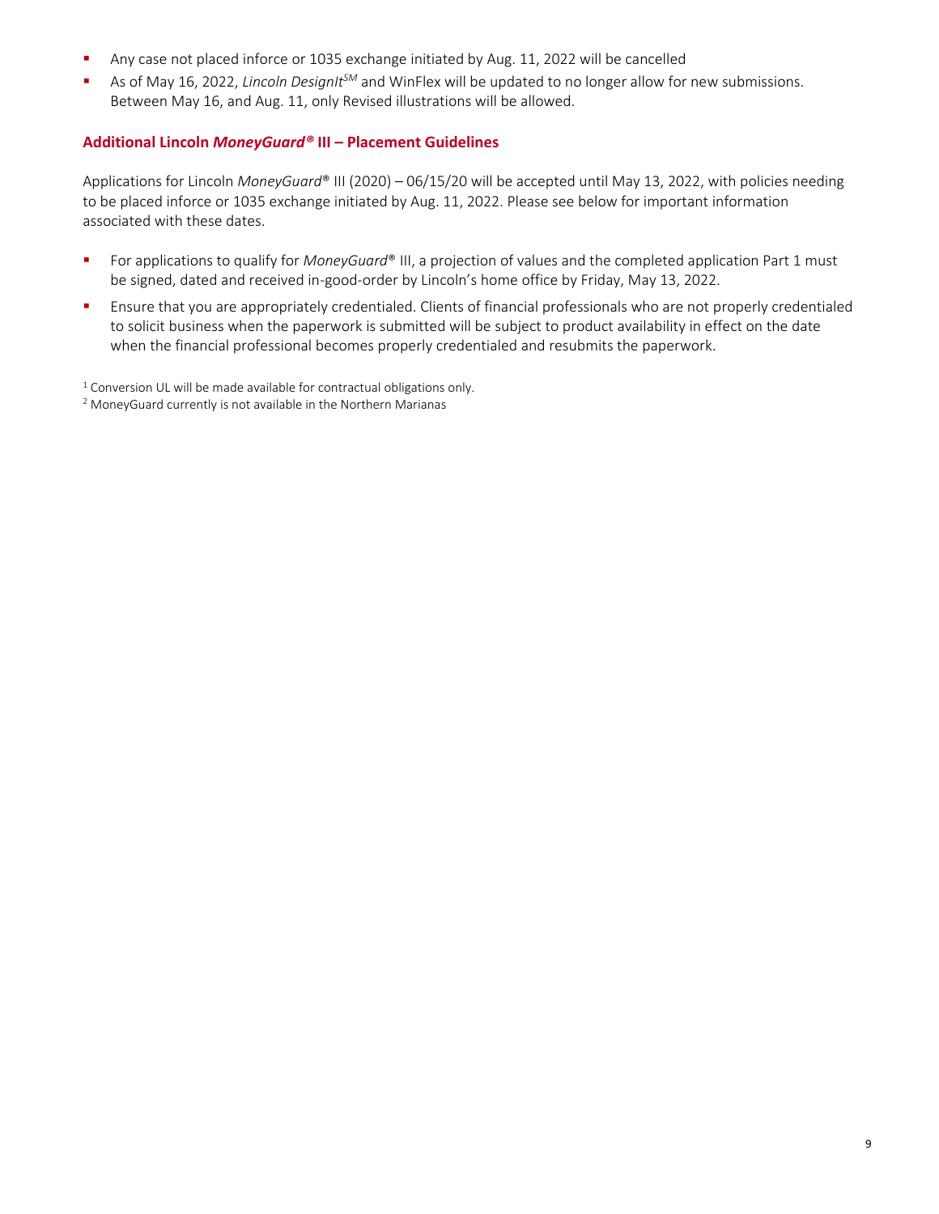- Any case not placed inforce or 1035 exchange initiated by Aug. 11, 2022 will be cancelled
- As of May 16, 2022, *Lincoln DesignIt*[SM] and WinFlex will be updated to no longer allow for new submissions. Between May 16, and Aug. 11, only Revised illustrations will be allowed.

### Additional Lincoln *MoneyGuard®* III – Placement Guidelines

Applications for Lincoln *MoneyGuard*® III (2020) – 06/15/20 will be accepted until May 13, 2022, with policies needing to be placed inforce or 1035 exchange initiated by Aug. 11, 2022. Please see below for important information associated with these dates.

- For applications to qualify for *MoneyGuard*® III, a projection of values and the completed application Part 1 must be signed, dated and received in-good-order by Lincoln's home office by Friday, May 13, 2022.
- Ensure that you are appropriately credentialed. Clients of financial professionals who are not properly credentialed to solicit business when the paperwork is submitted will be subject to product availability in effect on the date when the financial professional becomes properly credentialed and resubmits the paperwork.

[1] Conversion UL will be made available for contractual obligations only.

[2] MoneyGuard currently is not available in the Northern Marianas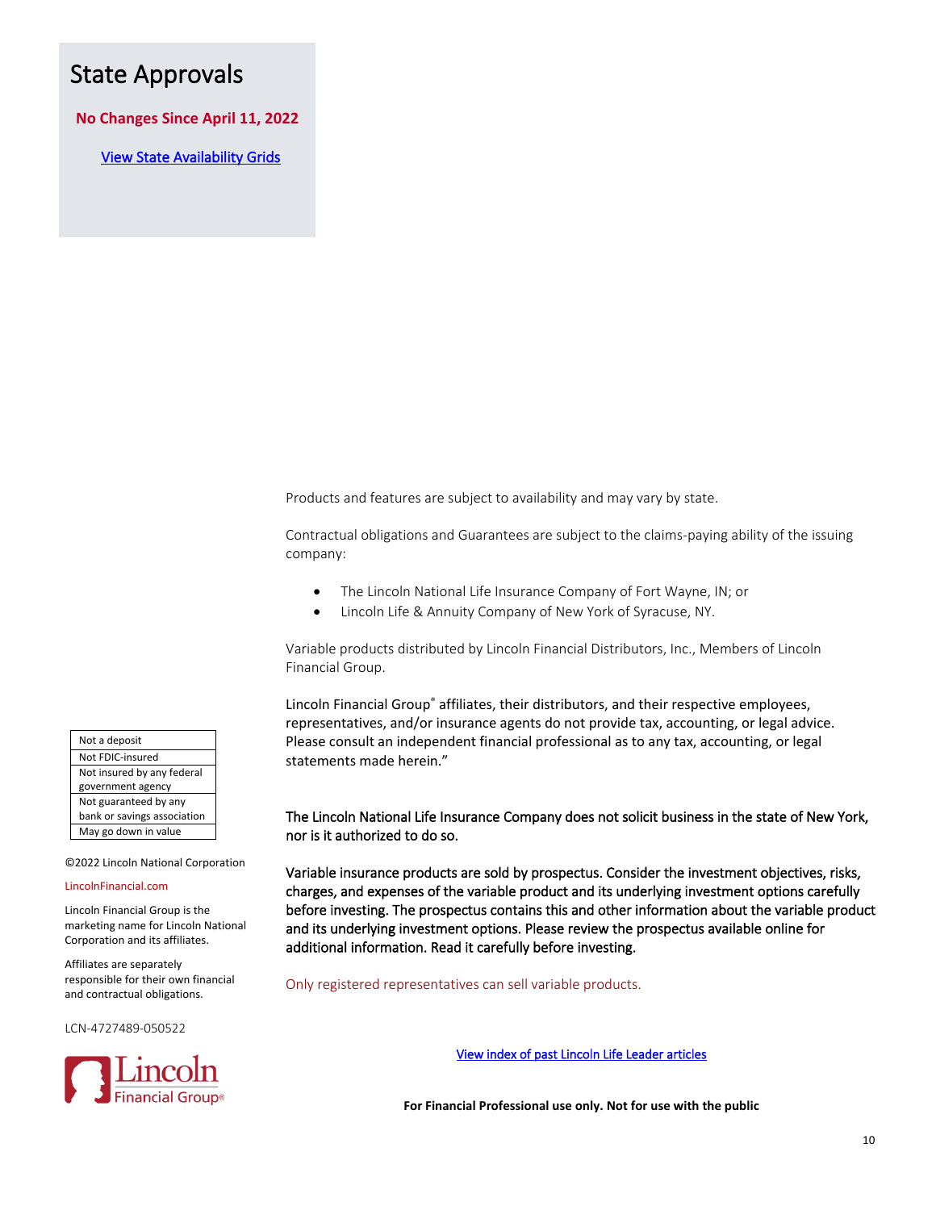# State Approvals

**No Changes Since April 11, 2022**

[View State Availability Grids]

Products and features are subject to availability and may vary by state.

Contractual obligations and Guarantees are subject to the claims-paying ability of the issuing company:

- The Lincoln National Life Insurance Company of Fort Wayne, IN; or
- Lincoln Life & Annuity Company of New York of Syracuse, NY.

Variable products distributed by Lincoln Financial Distributors, Inc., Members of Lincoln Financial Group.

Lincoln Financial Group® affiliates, their distributors, and their respective employees, representatives, and/or insurance agents do not provide tax, accounting, or legal advice. Please consult an independent financial professional as to any tax, accounting, or legal statements made herein."

The Lincoln National Life Insurance Company does not solicit business in the state of New York, nor is it authorized to do so.

Variable insurance products are sold by prospectus. Consider the investment objectives, risks, charges, and expenses of the variable product and its underlying investment options carefully before investing. The prospectus contains this and other information about the variable product and its underlying investment options. Please review the prospectus available online for additional information. Read it carefully before investing.

Only registered representatives can sell variable products.

| |
|---|
| Not a deposit |
| Not FDIC-insured |
| Not insured by any federal government agency |
| Not guaranteed by any bank or savings association |
| May go down in value |

©2022 Lincoln National Corporation

LincolnFinancial.com

Lincoln Financial Group is the marketing name for Lincoln National Corporation and its affiliates.

Affiliates are separately responsible for their own financial and contractual obligations.

LCN-4727489-050522

Lincoln Financial Group®

[View index of past Lincoln Life Leader articles]

**For Financial Professional use only. Not for use with the public**